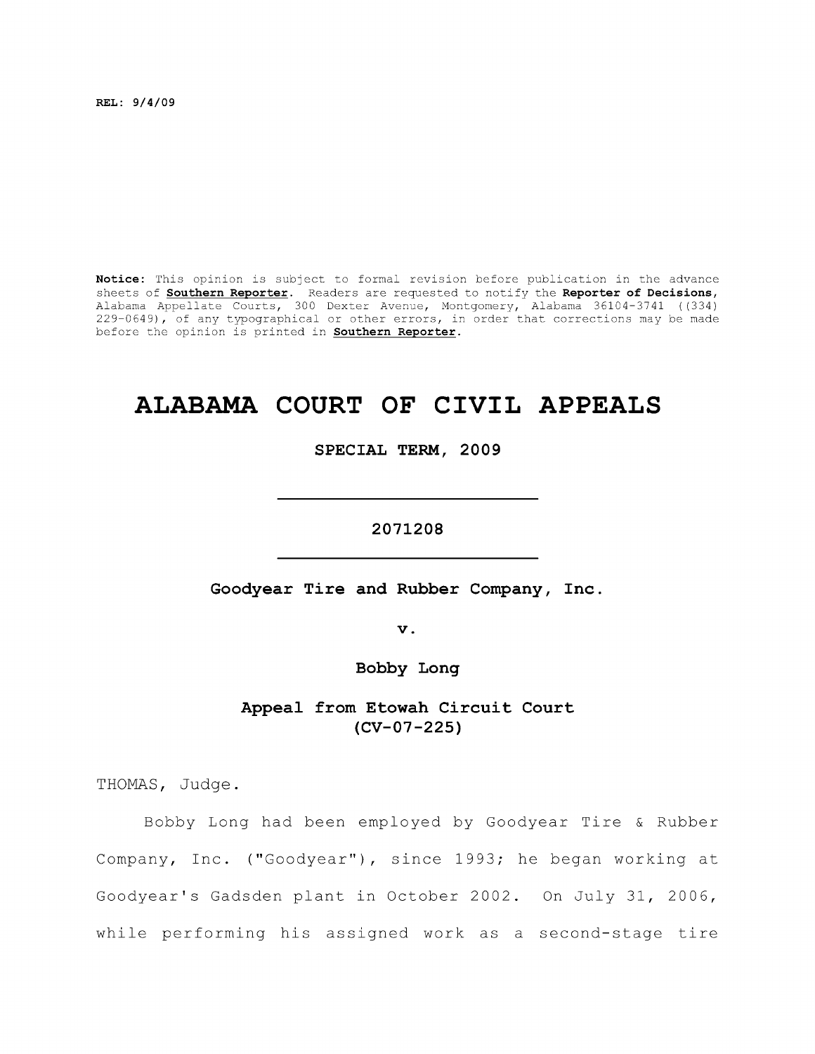REL: 9/4/09

**Notice:** This opinion is subject to formal revision before publication in the advance sheets of **Southern Reporter**. Readers are requested to notify the **Reporter of Decisions**, Alabama Appellate Courts, 300 Dexter Avenue, Montgomery, Alabama 36104-3741 ((334) 229-0649), of any typographical or other errors, in order that corrections may be made before the opinion is printed in **Southern Reporter**.

# ALABAMA COURT OF CIVIL APPEALS

**SPECIAL TERM, 2009**

---

**2071208**

---

**Goodyear Tire and Rubber Company, Inc.**

**v.**

**Bobby Long**

**Appeal from Etowah Circuit Court**
**(CV-07-225)**

THOMAS, Judge.

Bobby Long had been employed by Goodyear Tire & Rubber Company, Inc. ("Goodyear"), since 1993; he began working at Goodyear's Gadsden plant in October 2002. On July 31, 2006, while performing his assigned work as a second-stage tire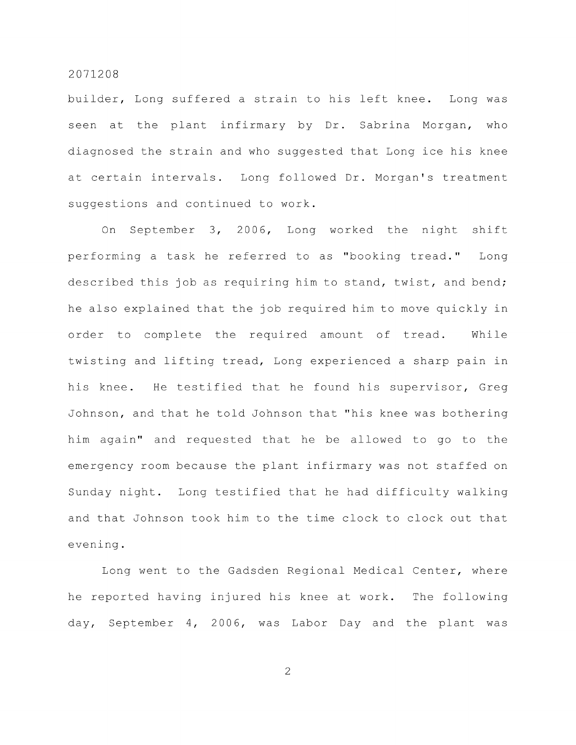builder, Long suffered a strain to his left knee. Long was seen at the plant infirmary by Dr. Sabrina Morgan, who diagnosed the strain and who suggested that Long ice his knee at certain intervals. Long followed Dr. Morgan's treatment suggestions and continued to work.

On September 3, 2006, Long worked the night shift performing a task he referred to as "booking tread." Long described this job as requiring him to stand, twist, and bend; he also explained that the job required him to move quickly in order to complete the required amount of tread. While twisting and lifting tread, Long experienced a sharp pain in his knee. He testified that he found his supervisor, Greg Johnson, and that he told Johnson that "his knee was bothering him again" and requested that he be allowed to go to the emergency room because the plant infirmary was not staffed on Sunday night. Long testified that he had difficulty walking and that Johnson took him to the time clock to clock out that evening.

Long went to the Gadsden Regional Medical Center, where he reported having injured his knee at work. The following day, September 4, 2006, was Labor Day and the plant was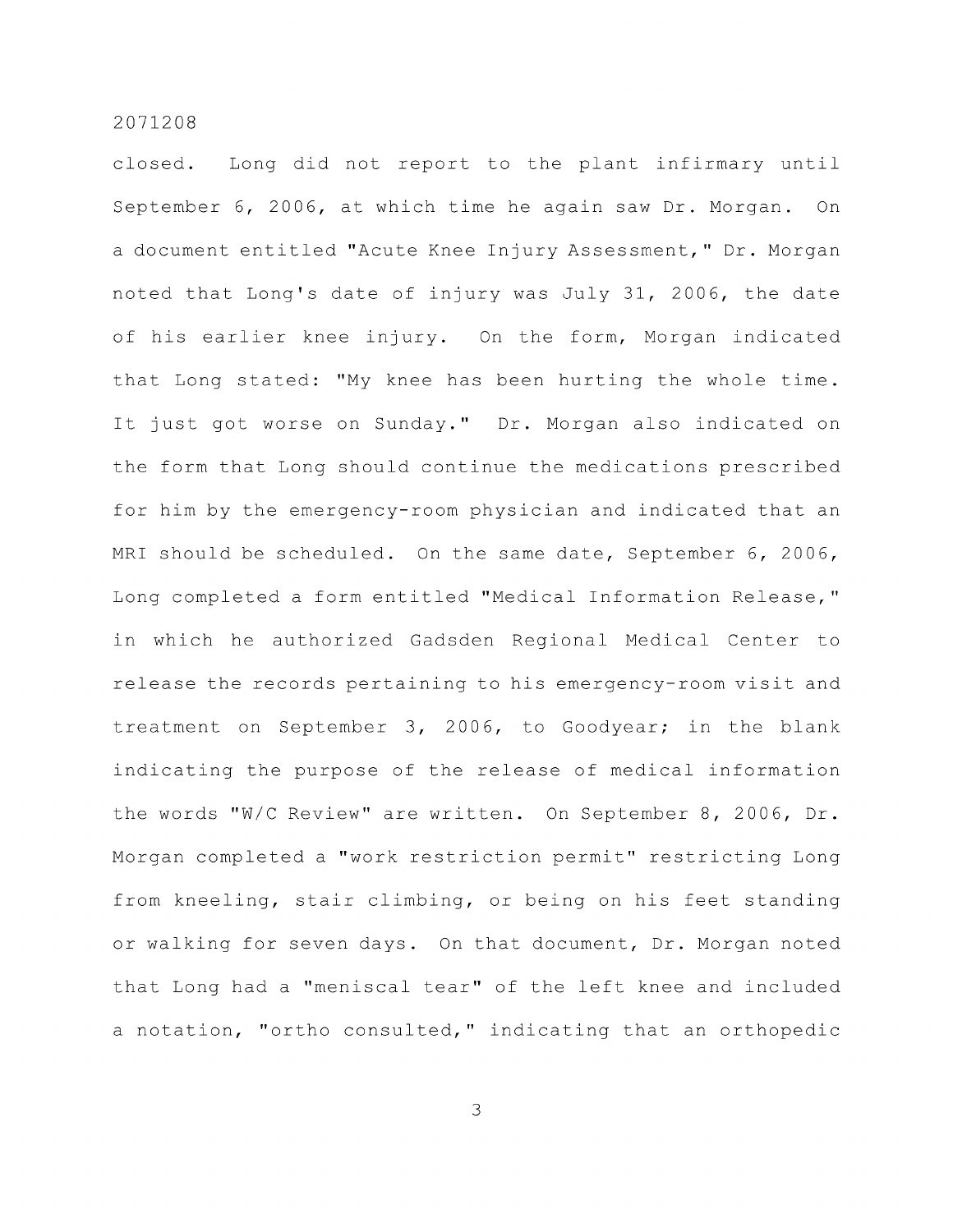closed. Long did not report to the plant infirmary until September 6, 2006, at which time he again saw Dr. Morgan. On a document entitled "Acute Knee Injury Assessment," Dr. Morgan noted that Long's date of injury was July 31, 2006, the date of his earlier knee injury. On the form, Morgan indicated that Long stated: "My knee has been hurting the whole time. It just got worse on Sunday." Dr. Morgan also indicated on the form that Long should continue the medications prescribed for him by the emergency-room physician and indicated that an MRI should be scheduled. On the same date, September 6, 2006, Long completed a form entitled "Medical Information Release," in which he authorized Gadsden Regional Medical Center to release the records pertaining to his emergency-room visit and treatment on September 3, 2006, to Goodyear; in the blank indicating the purpose of the release of medical information the words "W/C Review" are written. On September 8, 2006, Dr. Morgan completed a "work restriction permit" restricting Long from kneeling, stair climbing, or being on his feet standing or walking for seven days. On that document, Dr. Morgan noted that Long had a "meniscal tear" of the left knee and included a notation, "ortho consulted," indicating that an orthopedic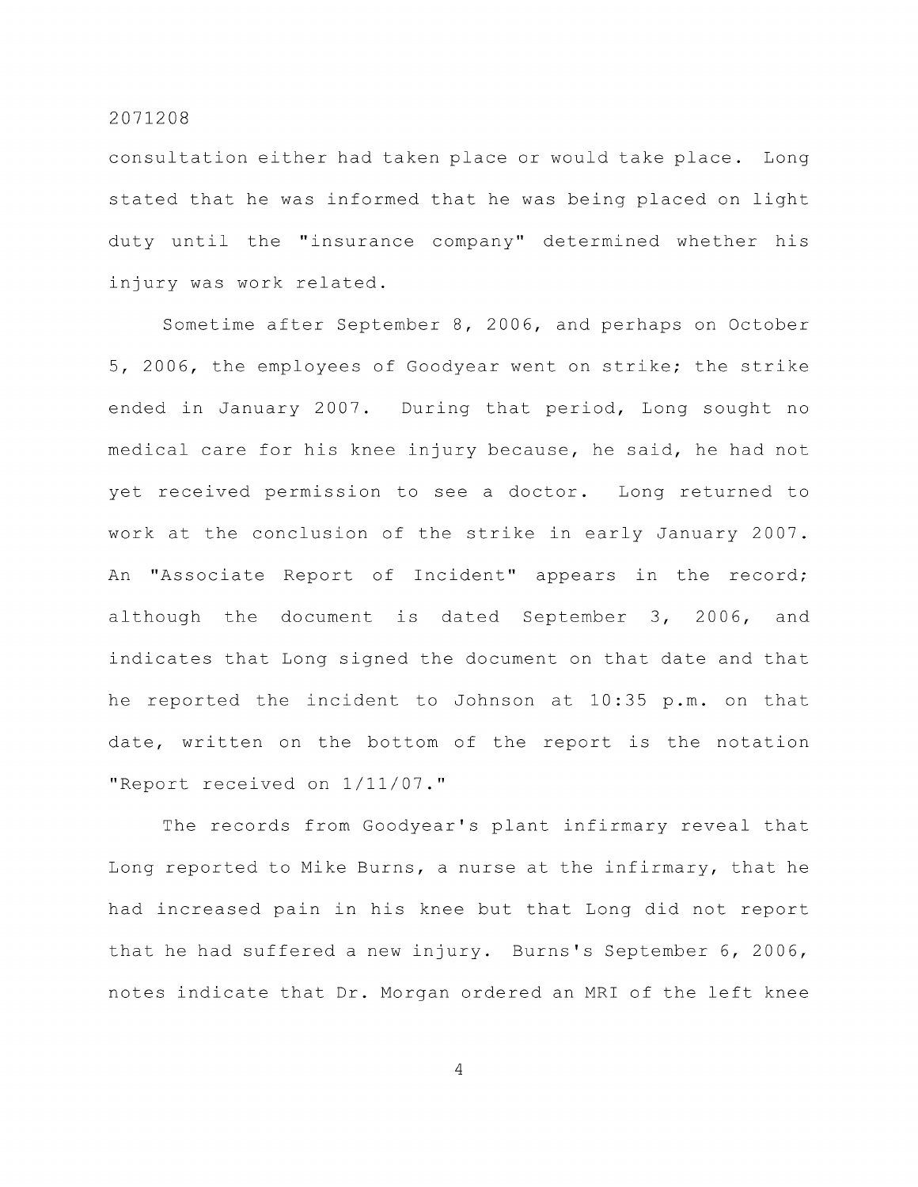consultation either had taken place or would take place. Long stated that he was informed that he was being placed on light duty until the "insurance company" determined whether his injury was work related.

Sometime after September 8, 2006, and perhaps on October 5, 2006, the employees of Goodyear went on strike; the strike ended in January 2007. During that period, Long sought no medical care for his knee injury because, he said, he had not yet received permission to see a doctor. Long returned to work at the conclusion of the strike in early January 2007. An "Associate Report of Incident" appears in the record; although the document is dated September 3, 2006, and indicates that Long signed the document on that date and that he reported the incident to Johnson at 10:35 p.m. on that date, written on the bottom of the report is the notation "Report received on 1/11/07."

The records from Goodyear's plant infirmary reveal that Long reported to Mike Burns, a nurse at the infirmary, that he had increased pain in his knee but that Long did not report that he had suffered a new injury. Burns's September 6, 2006, notes indicate that Dr. Morgan ordered an MRI of the left knee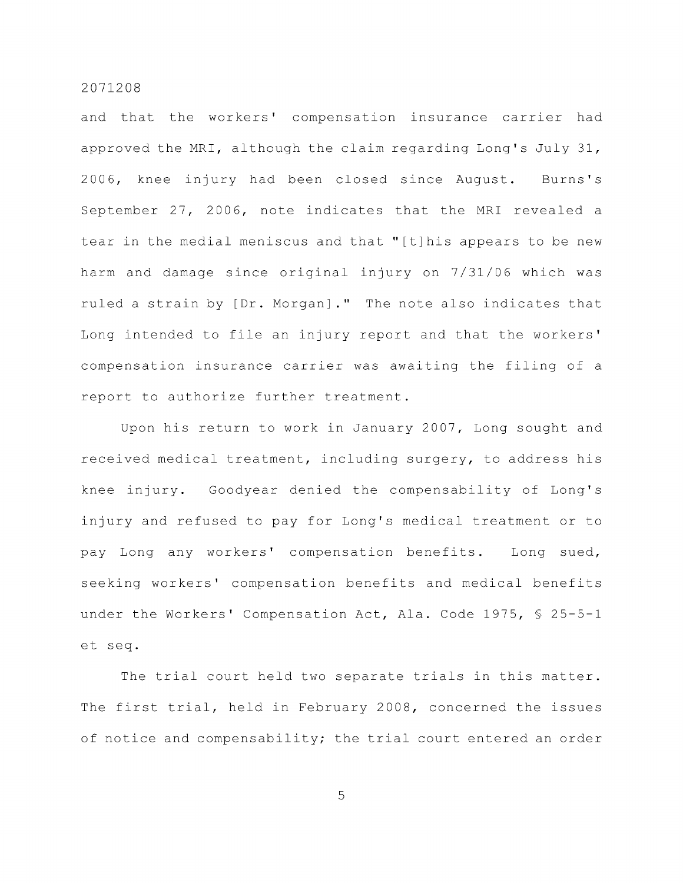and that the workers' compensation insurance carrier had approved the MRI, although the claim regarding Long's July 31, 2006, knee injury had been closed since August. Burns's September 27, 2006, note indicates that the MRI revealed a tear in the medial meniscus and that "[t]his appears to be new harm and damage since original injury on 7/31/06 which was ruled a strain by [Dr. Morgan]." The note also indicates that Long intended to file an injury report and that the workers' compensation insurance carrier was awaiting the filing of a report to authorize further treatment.

Upon his return to work in January 2007, Long sought and received medical treatment, including surgery, to address his knee injury. Goodyear denied the compensability of Long's injury and refused to pay for Long's medical treatment or to pay Long any workers' compensation benefits. Long sued, seeking workers' compensation benefits and medical benefits under the Workers' Compensation Act, Ala. Code 1975, § 25-5-1 et seq.

The trial court held two separate trials in this matter. The first trial, held in February 2008, concerned the issues of notice and compensability; the trial court entered an order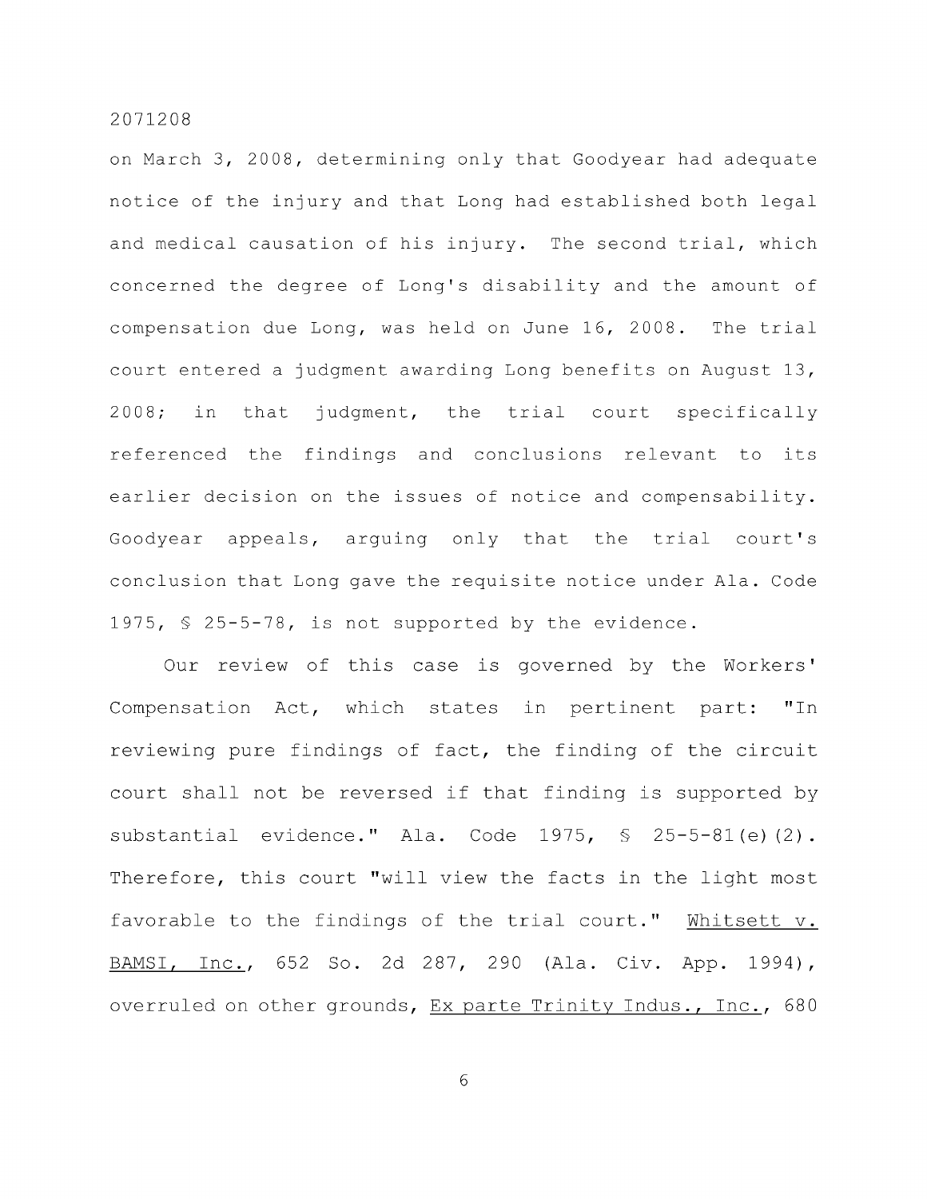on March 3, 2008, determining only that Goodyear had adequate notice of the injury and that Long had established both legal and medical causation of his injury. The second trial, which concerned the degree of Long's disability and the amount of compensation due Long, was held on June 16, 2008. The trial court entered a judgment awarding Long benefits on August 13, 2008; in that judgment, the trial court specifically referenced the findings and conclusions relevant to its earlier decision on the issues of notice and compensability. Goodyear appeals, arguing only that the trial court's conclusion that Long gave the requisite notice under Ala. Code 1975, § 25-5-78, is not supported by the evidence.

Our review of this case is governed by the Workers' Compensation Act, which states in pertinent part: "In reviewing pure findings of fact, the finding of the circuit court shall not be reversed if that finding is supported by substantial evidence." Ala. Code 1975, § 25-5-81(e)(2). Therefore, this court "will view the facts in the light most favorable to the findings of the trial court." Whitsett v. BAMSI, Inc., 652 So. 2d 287, 290 (Ala. Civ. App. 1994), overruled on other grounds, Ex parte Trinity Indus., Inc., 680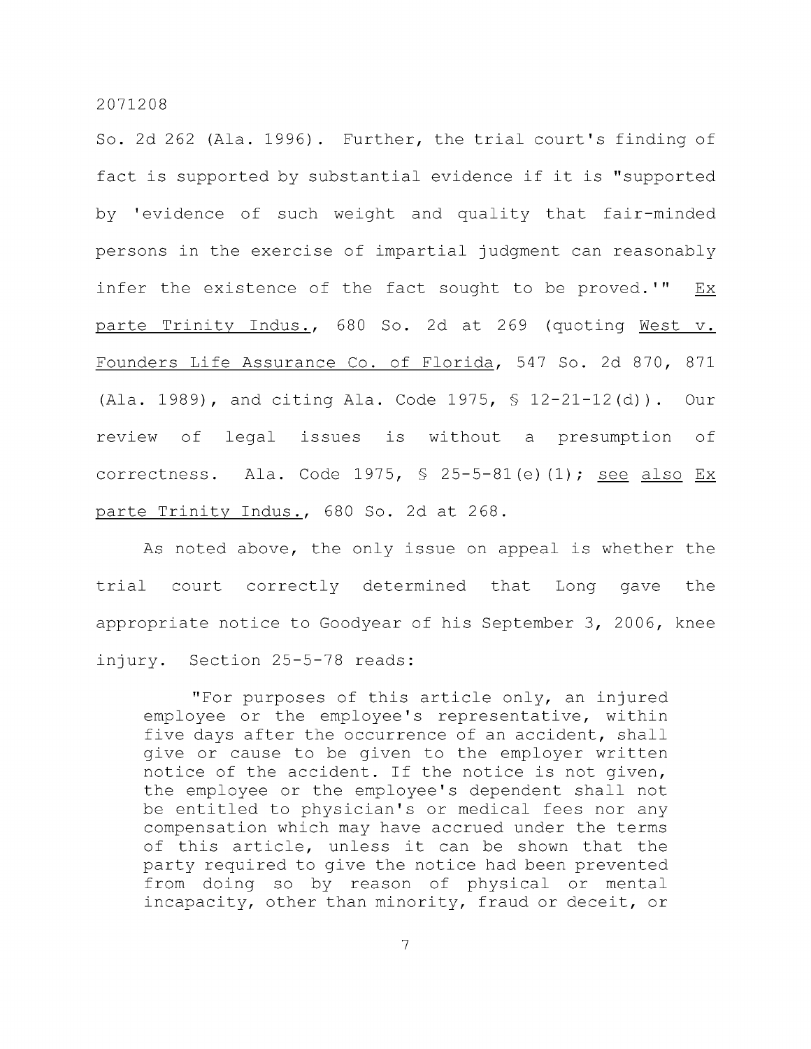So. 2d 262 (Ala. 1996). Further, the trial court's finding of fact is supported by substantial evidence if it is "supported by 'evidence of such weight and quality that fair-minded persons in the exercise of impartial judgment can reasonably infer the existence of the fact sought to be proved.'" Ex parte Trinity Indus., 680 So. 2d at 269 (quoting West v. Founders Life Assurance Co. of Florida, 547 So. 2d 870, 871 (Ala. 1989), and citing Ala. Code 1975, § 12-21-12(d)). Our review of legal issues is without a presumption of correctness. Ala. Code 1975, § 25-5-81(e)(1); see also Ex parte Trinity Indus., 680 So. 2d at 268.

As noted above, the only issue on appeal is whether the trial court correctly determined that Long gave the appropriate notice to Goodyear of his September 3, 2006, knee injury. Section 25-5-78 reads:

> "For purposes of this article only, an injured employee or the employee's representative, within five days after the occurrence of an accident, shall give or cause to be given to the employer written notice of the accident. If the notice is not given, the employee or the employee's dependent shall not be entitled to physician's or medical fees nor any compensation which may have accrued under the terms of this article, unless it can be shown that the party required to give the notice had been prevented from doing so by reason of physical or mental incapacity, other than minority, fraud or deceit, or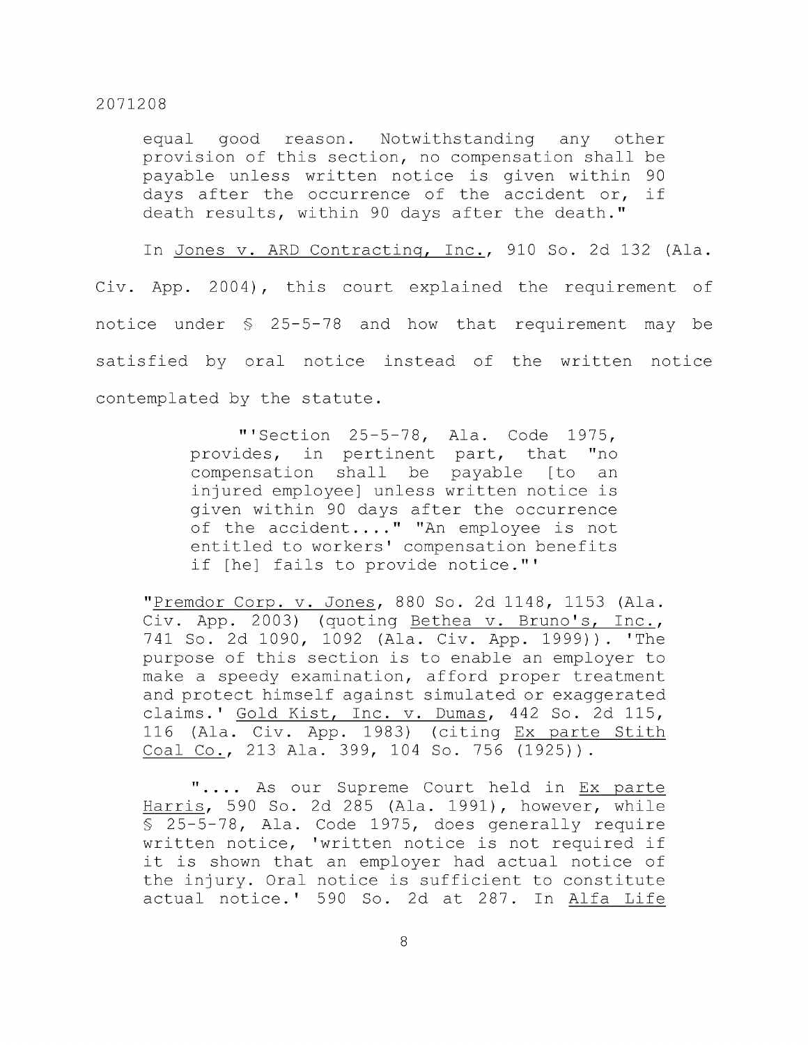> equal good reason. Notwithstanding any other provision of this section, no compensation shall be payable unless written notice is given within 90 days after the occurrence of the accident or, if death results, within 90 days after the death."

In Jones v. ARD Contracting, Inc., 910 So. 2d 132 (Ala. Civ. App. 2004), this court explained the requirement of notice under § 25-5-78 and how that requirement may be satisfied by oral notice instead of the written notice contemplated by the statute.

> "'Section 25-5-78, Ala. Code 1975, provides, in pertinent part, that "no compensation shall be payable [to an injured employee] unless written notice is given within 90 days after the occurrence of the accident...." "An employee is not entitled to workers' compensation benefits if [he] fails to provide notice."'
>
> "Premdor Corp. v. Jones, 880 So. 2d 1148, 1153 (Ala. Civ. App. 2003) (quoting Bethea v. Bruno's, Inc., 741 So. 2d 1090, 1092 (Ala. Civ. App. 1999)). 'The purpose of this section is to enable an employer to make a speedy examination, afford proper treatment and protect himself against simulated or exaggerated claims.' Gold Kist, Inc. v. Dumas, 442 So. 2d 115, 116 (Ala. Civ. App. 1983) (citing Ex parte Stith Coal Co., 213 Ala. 399, 104 So. 756 (1925)).
>
> ".... As our Supreme Court held in Ex parte Harris, 590 So. 2d 285 (Ala. 1991), however, while § 25-5-78, Ala. Code 1975, does generally require written notice, 'written notice is not required if it is shown that an employer had actual notice of the injury. Oral notice is sufficient to constitute actual notice.' 590 So. 2d at 287. In Alfa Life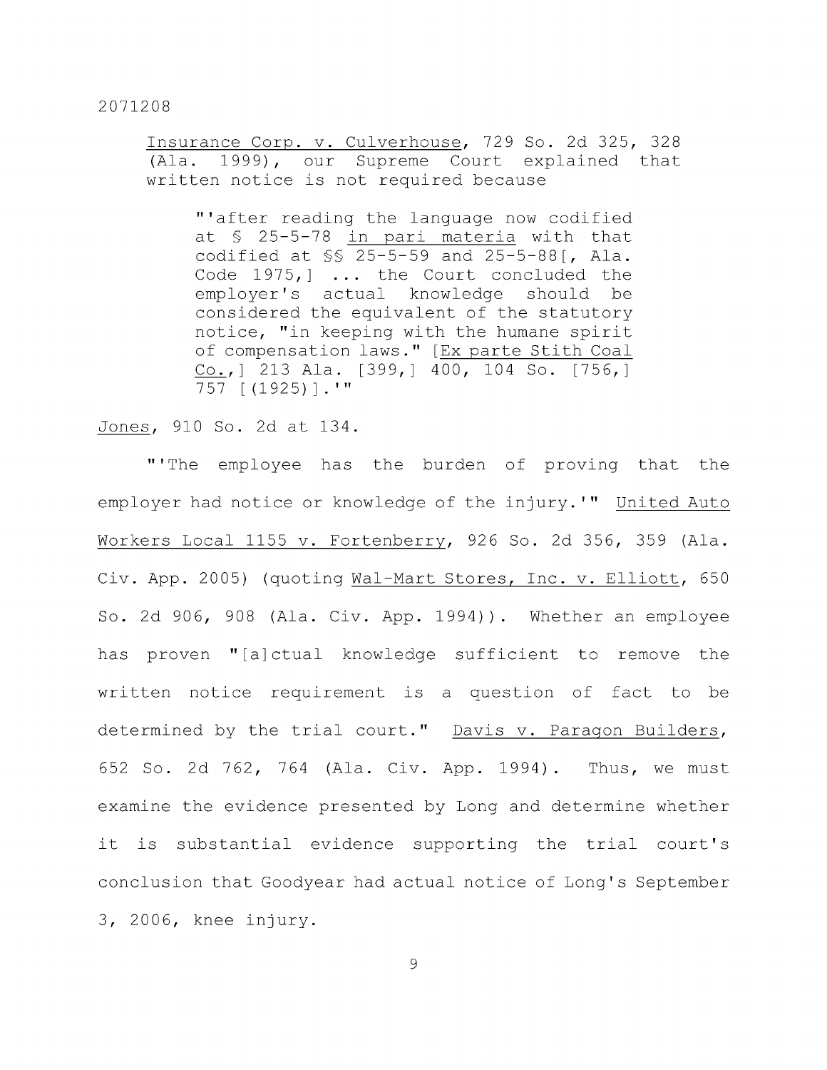Insurance Corp. v. Culverhouse, 729 So. 2d 325, 328 (Ala. 1999), our Supreme Court explained that written notice is not required because

> "'after reading the language now codified at § 25-5-78 in pari materia with that codified at §§ 25-5-59 and 25-5-88[, Ala. Code 1975,] ... the Court concluded the employer's actual knowledge should be considered the equivalent of the statutory notice, "in keeping with the humane spirit of compensation laws." [Ex parte Stith Coal Co.,] 213 Ala. [399,] 400, 104 So. [756,] 757 [(1925)].'"

Jones, 910 So. 2d at 134.

"'The employee has the burden of proving that the employer had notice or knowledge of the injury.'" United Auto Workers Local 1155 v. Fortenberry, 926 So. 2d 356, 359 (Ala. Civ. App. 2005) (quoting Wal-Mart Stores, Inc. v. Elliott, 650 So. 2d 906, 908 (Ala. Civ. App. 1994)). Whether an employee has proven "[a]ctual knowledge sufficient to remove the written notice requirement is a question of fact to be determined by the trial court." Davis v. Paragon Builders, 652 So. 2d 762, 764 (Ala. Civ. App. 1994). Thus, we must examine the evidence presented by Long and determine whether it is substantial evidence supporting the trial court's conclusion that Goodyear had actual notice of Long's September 3, 2006, knee injury.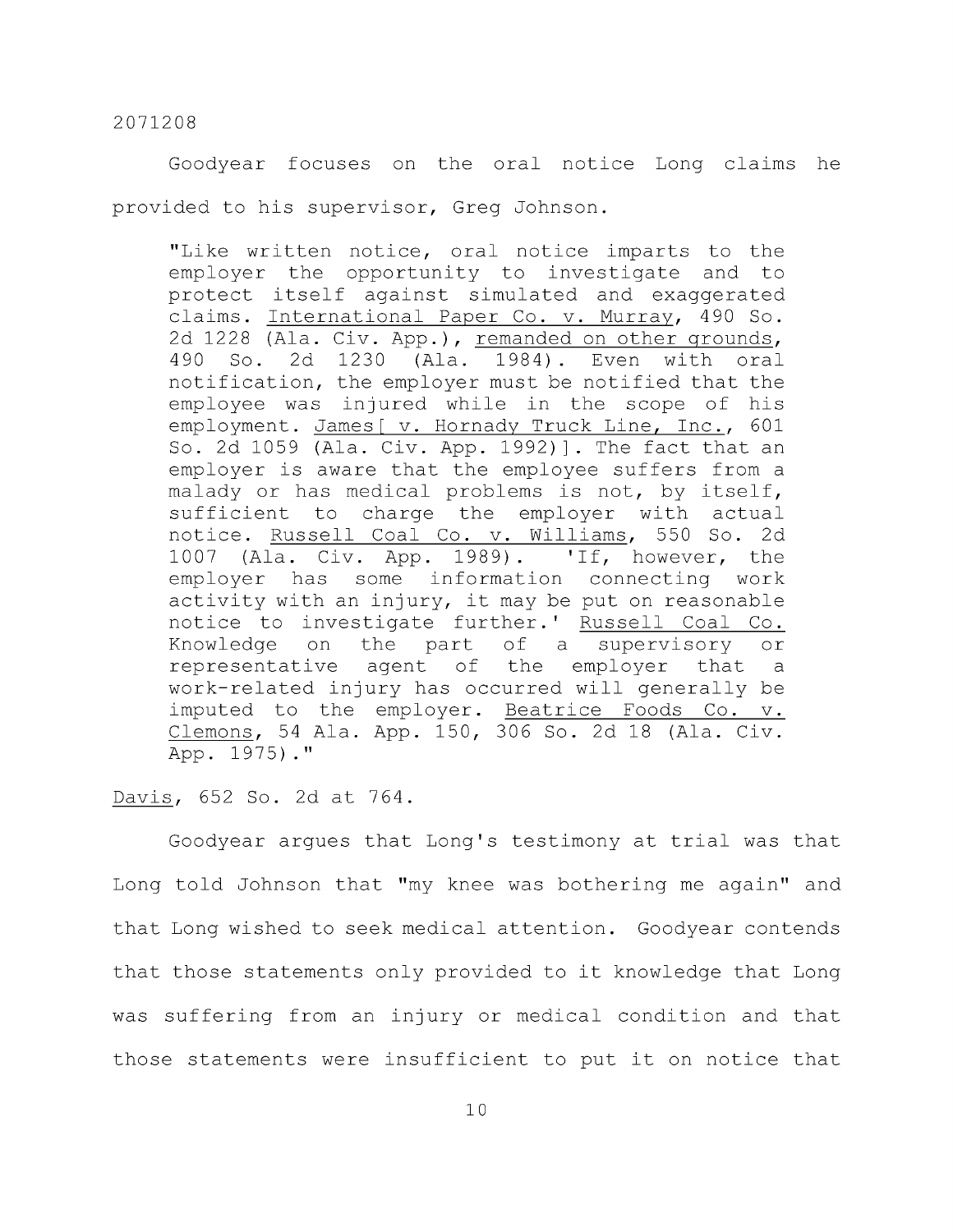Goodyear focuses on the oral notice Long claims he provided to his supervisor, Greg Johnson.

> "Like written notice, oral notice imparts to the employer the opportunity to investigate and to protect itself against simulated and exaggerated claims. International Paper Co. v. Murray, 490 So. 2d 1228 (Ala. Civ. App.), remanded on other grounds, 490 So. 2d 1230 (Ala. 1984). Even with oral notification, the employer must be notified that the employee was injured while in the scope of his employment. James[ v. Hornady Truck Line, Inc., 601 So. 2d 1059 (Ala. Civ. App. 1992)]. The fact that an employer is aware that the employee suffers from a malady or has medical problems is not, by itself, sufficient to charge the employer with actual notice. Russell Coal Co. v. Williams, 550 So. 2d 1007 (Ala. Civ. App. 1989). 'If, however, the employer has some information connecting work activity with an injury, it may be put on reasonable notice to investigate further.' Russell Coal Co. Knowledge on the part of a supervisory or representative agent of the employer that a work-related injury has occurred will generally be imputed to the employer. Beatrice Foods Co. v. Clemons, 54 Ala. App. 150, 306 So. 2d 18 (Ala. Civ. App. 1975)."

Davis, 652 So. 2d at 764.

Goodyear argues that Long's testimony at trial was that Long told Johnson that "my knee was bothering me again" and that Long wished to seek medical attention. Goodyear contends that those statements only provided to it knowledge that Long was suffering from an injury or medical condition and that those statements were insufficient to put it on notice that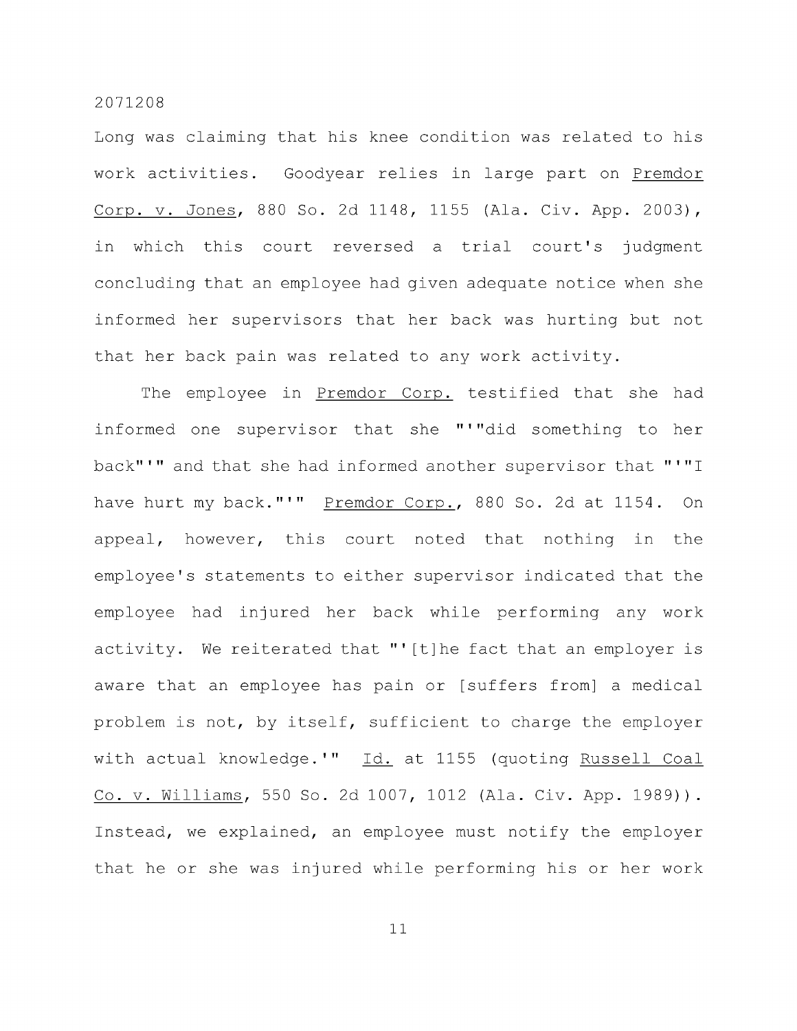Long was claiming that his knee condition was related to his work activities. Goodyear relies in large part on Premdor Corp. v. Jones, 880 So. 2d 1148, 1155 (Ala. Civ. App. 2003), in which this court reversed a trial court's judgment concluding that an employee had given adequate notice when she informed her supervisors that her back was hurting but not that her back pain was related to any work activity.

The employee in Premdor Corp. testified that she had informed one supervisor that she "'"did something to her back"'" and that she had informed another supervisor that "'"I have hurt my back."'" Premdor Corp., 880 So. 2d at 1154. On appeal, however, this court noted that nothing in the employee's statements to either supervisor indicated that the employee had injured her back while performing any work activity. We reiterated that "'[t]he fact that an employer is aware that an employee has pain or [suffers from] a medical problem is not, by itself, sufficient to charge the employer with actual knowledge.'" Id. at 1155 (quoting Russell Coal Co. v. Williams, 550 So. 2d 1007, 1012 (Ala. Civ. App. 1989)). Instead, we explained, an employee must notify the employer that he or she was injured while performing his or her work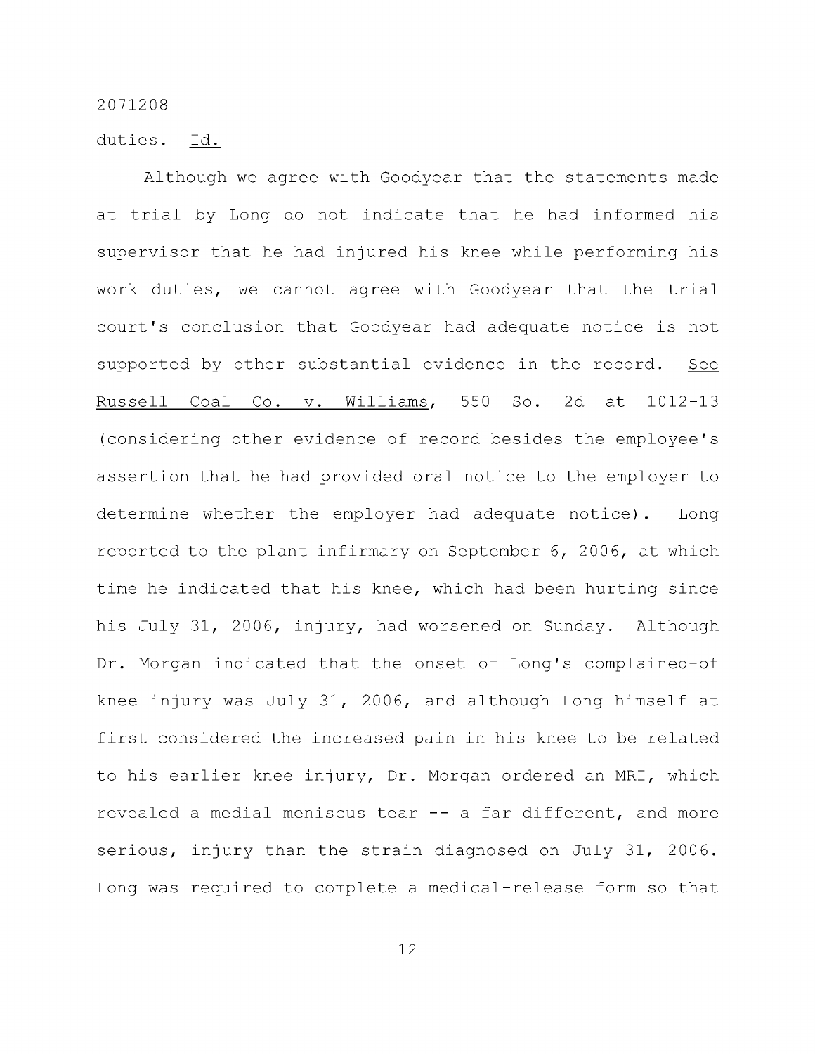duties. Id.

Although we agree with Goodyear that the statements made at trial by Long do not indicate that he had informed his supervisor that he had injured his knee while performing his work duties, we cannot agree with Goodyear that the trial court's conclusion that Goodyear had adequate notice is not supported by other substantial evidence in the record. See Russell Coal Co. v. Williams, 550 So. 2d at 1012-13 (considering other evidence of record besides the employee's assertion that he had provided oral notice to the employer to determine whether the employer had adequate notice). Long reported to the plant infirmary on September 6, 2006, at which time he indicated that his knee, which had been hurting since his July 31, 2006, injury, had worsened on Sunday. Although Dr. Morgan indicated that the onset of Long's complained-of knee injury was July 31, 2006, and although Long himself at first considered the increased pain in his knee to be related to his earlier knee injury, Dr. Morgan ordered an MRI, which revealed a medial meniscus tear -- a far different, and more serious, injury than the strain diagnosed on July 31, 2006. Long was required to complete a medical-release form so that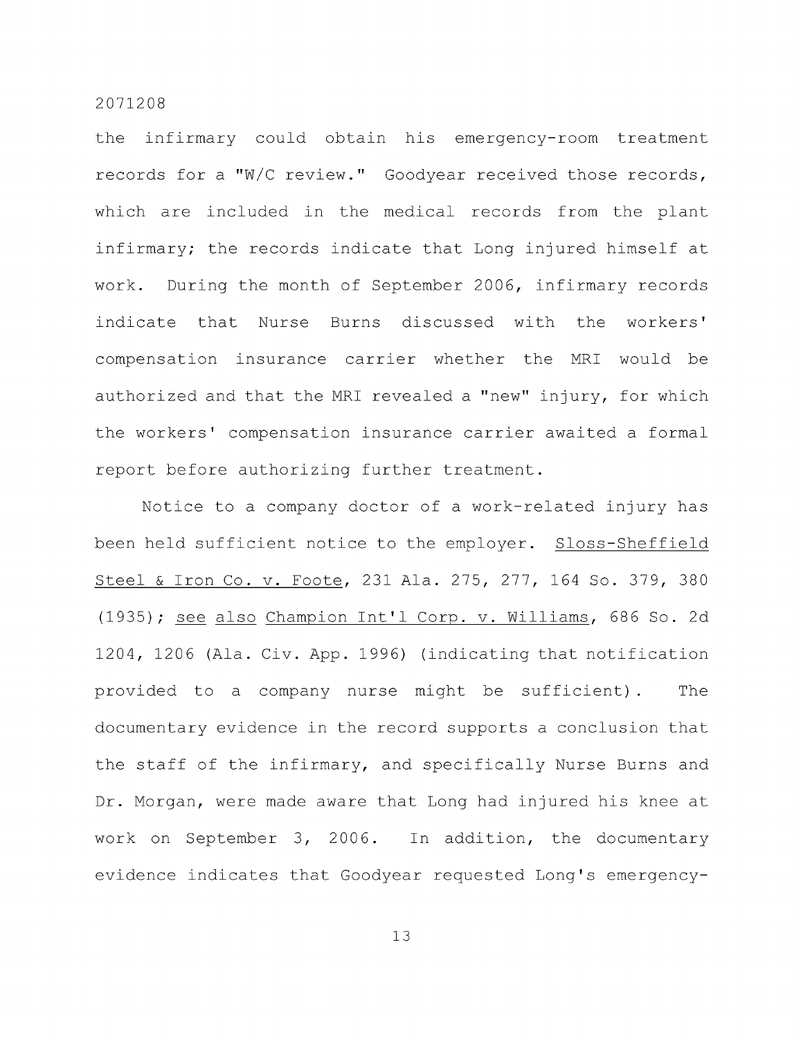the infirmary could obtain his emergency-room treatment records for a "W/C review." Goodyear received those records, which are included in the medical records from the plant infirmary; the records indicate that Long injured himself at work. During the month of September 2006, infirmary records indicate that Nurse Burns discussed with the workers' compensation insurance carrier whether the MRI would be authorized and that the MRI revealed a "new" injury, for which the workers' compensation insurance carrier awaited a formal report before authorizing further treatment.

Notice to a company doctor of a work-related injury has been held sufficient notice to the employer. Sloss-Sheffield Steel & Iron Co. v. Foote, 231 Ala. 275, 277, 164 So. 379, 380 (1935); see also Champion Int'l Corp. v. Williams, 686 So. 2d 1204, 1206 (Ala. Civ. App. 1996) (indicating that notification provided to a company nurse might be sufficient). The documentary evidence in the record supports a conclusion that the staff of the infirmary, and specifically Nurse Burns and Dr. Morgan, were made aware that Long had injured his knee at work on September 3, 2006. In addition, the documentary evidence indicates that Goodyear requested Long's emergency-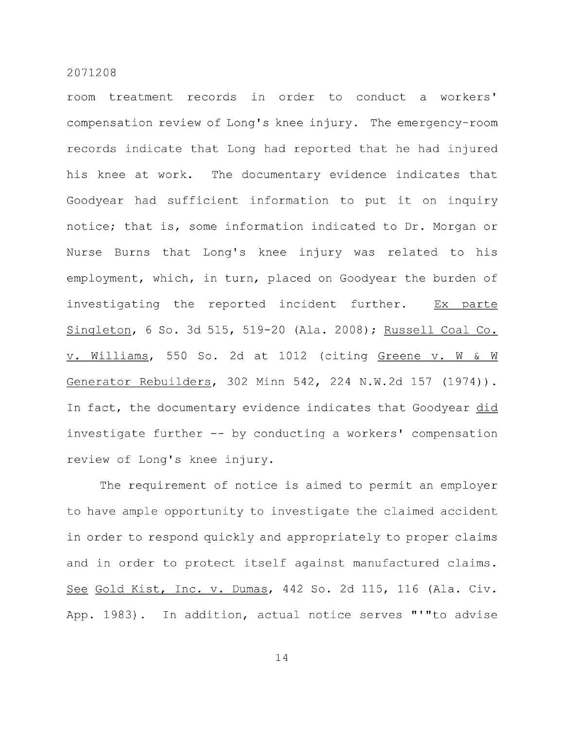room treatment records in order to conduct a workers' compensation review of Long's knee injury. The emergency-room records indicate that Long had reported that he had injured his knee at work. The documentary evidence indicates that Goodyear had sufficient information to put it on inquiry notice; that is, some information indicated to Dr. Morgan or Nurse Burns that Long's knee injury was related to his employment, which, in turn, placed on Goodyear the burden of investigating the reported incident further. Ex parte Singleton, 6 So. 3d 515, 519-20 (Ala. 2008); Russell Coal Co. v. Williams, 550 So. 2d at 1012 (citing Greene v. W & W Generator Rebuilders, 302 Minn 542, 224 N.W.2d 157 (1974)). In fact, the documentary evidence indicates that Goodyear did investigate further -- by conducting a workers' compensation review of Long's knee injury.

The requirement of notice is aimed to permit an employer to have ample opportunity to investigate the claimed accident in order to respond quickly and appropriately to proper claims and in order to protect itself against manufactured claims. See Gold Kist, Inc. v. Dumas, 442 So. 2d 115, 116 (Ala. Civ. App. 1983). In addition, actual notice serves "'"to advise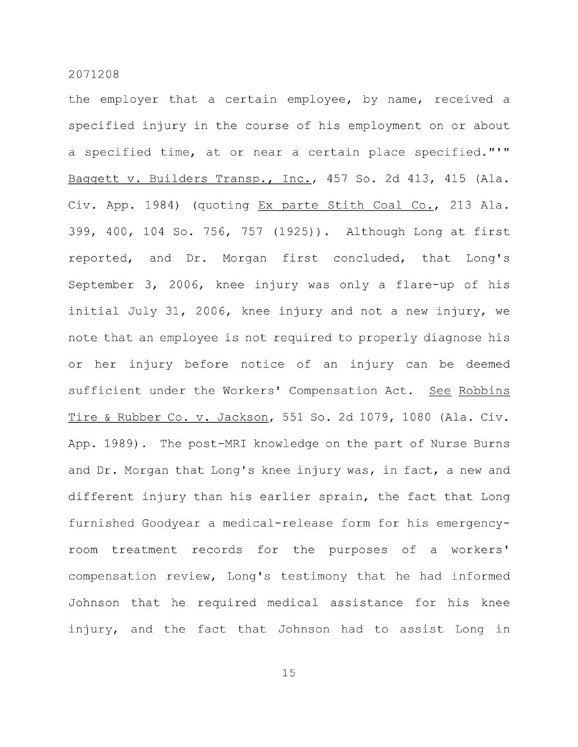the employer that a certain employee, by name, received a specified injury in the course of his employment on or about a specified time, at or near a certain place specified."'" Baggett v. Builders Transp., Inc., 457 So. 2d 413, 415 (Ala. Civ. App. 1984) (quoting Ex parte Stith Coal Co., 213 Ala. 399, 400, 104 So. 756, 757 (1925)). Although Long at first reported, and Dr. Morgan first concluded, that Long's September 3, 2006, knee injury was only a flare-up of his initial July 31, 2006, knee injury and not a new injury, we note that an employee is not required to properly diagnose his or her injury before notice of an injury can be deemed sufficient under the Workers' Compensation Act. See Robbins Tire & Rubber Co. v. Jackson, 551 So. 2d 1079, 1080 (Ala. Civ. App. 1989). The post-MRI knowledge on the part of Nurse Burns and Dr. Morgan that Long's knee injury was, in fact, a new and different injury than his earlier sprain, the fact that Long furnished Goodyear a medical-release form for his emergency-room treatment records for the purposes of a workers' compensation review, Long's testimony that he had informed Johnson that he required medical assistance for his knee injury, and the fact that Johnson had to assist Long in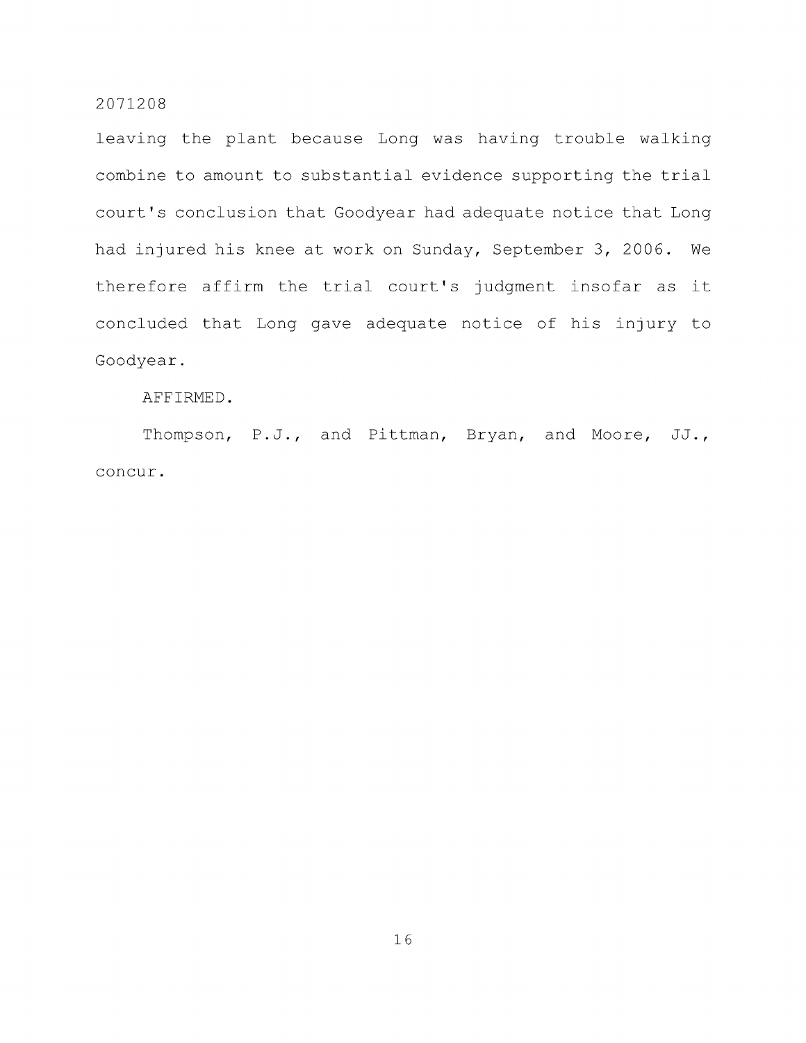leaving the plant because Long was having trouble walking combine to amount to substantial evidence supporting the trial court's conclusion that Goodyear had adequate notice that Long had injured his knee at work on Sunday, September 3, 2006. We therefore affirm the trial court's judgment insofar as it concluded that Long gave adequate notice of his injury to Goodyear.

AFFIRMED.

Thompson, P.J., and Pittman, Bryan, and Moore, JJ., concur.